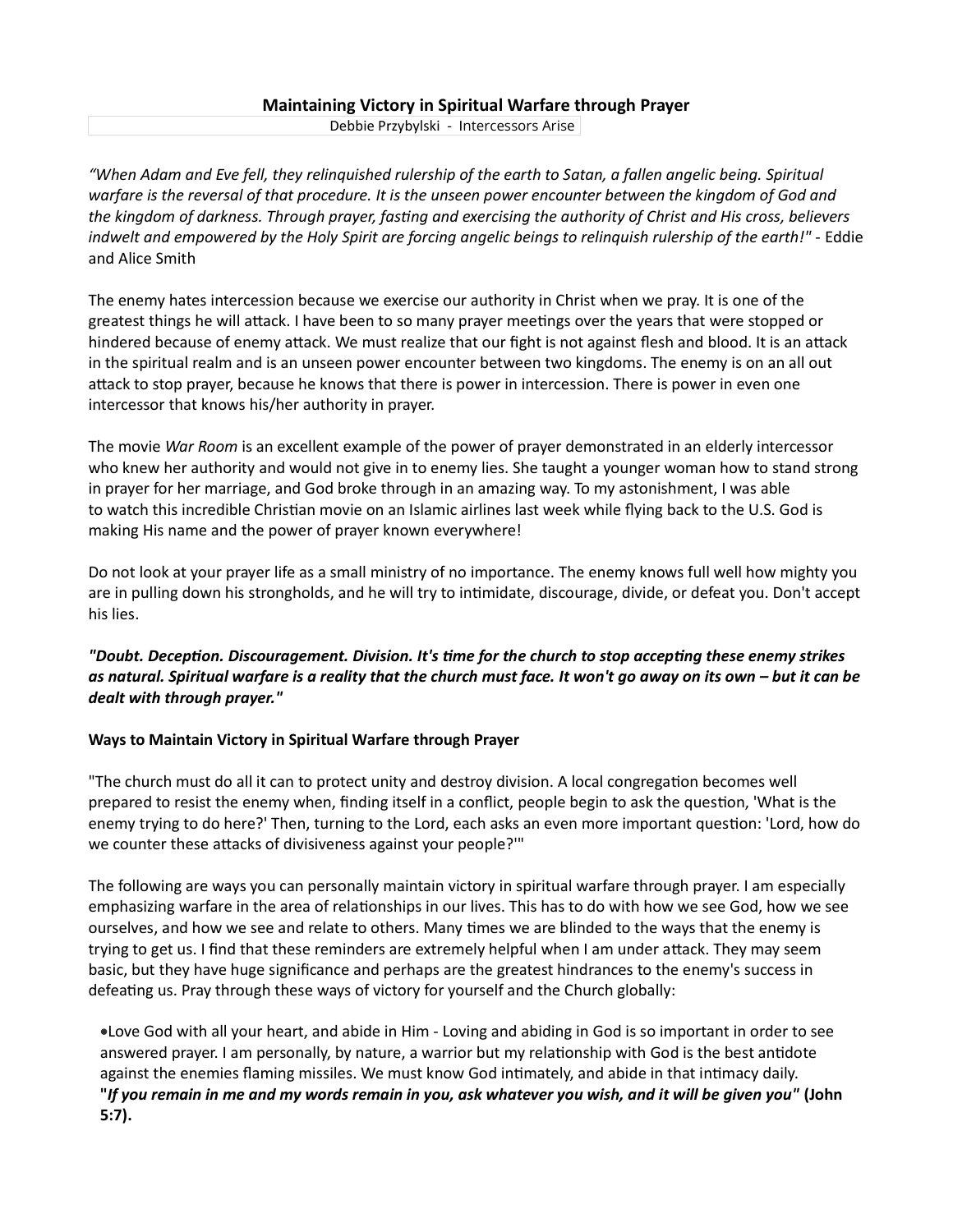# Maintaining Victory in Spiritual Warfare through Prayer

Debbie Przybylski - Intercessors Arise

*"When Adam and Eve fell, they relinquished rulership of the earth to Satan, a fallen angelic being. Spiritual warfare is the reversal of that procedure. It is the unseen power encounter between the kingdom of God and the kingdom of darkness. Through prayer, fasting and exercising the authority of Christ and His cross, believers indwelt and empowered by the Holy Spirit are forcing angelic beings to relinquish rulership of the earth!"* - Eddie and Alice Smith

The enemy hates intercession because we exercise our authority in Christ when we pray. It is one of the greatest things he will attack. I have been to so many prayer meetings over the years that were stopped or hindered because of enemy attack. We must realize that our fight is not against flesh and blood. It is an attack in the spiritual realm and is an unseen power encounter between two kingdoms. The enemy is on an all out attack to stop prayer, because he knows that there is power in intercession. There is power in even one intercessor that knows his/her authority in prayer.

The movie *War Room* is an excellent example of the power of prayer demonstrated in an elderly intercessor who knew her authority and would not give in to enemy lies. She taught a younger woman how to stand strong in prayer for her marriage, and God broke through in an amazing way. To my astonishment, I was able to watch this incredible Christian movie on an Islamic airlines last week while flying back to the U.S. God is making His name and the power of prayer known everywhere!

Do not look at your prayer life as a small ministry of no importance. The enemy knows full well how mighty you are in pulling down his strongholds, and he will try to intimidate, discourage, divide, or defeat you. Don't accept his lies.

***"Doubt. Deception. Discouragement. Division. It's time for the church to stop accepting these enemy strikes as natural. Spiritual warfare is a reality that the church must face. It won't go away on its own – but it can be dealt with through prayer."***

**Ways to Maintain Victory in Spiritual Warfare through Prayer**

"The church must do all it can to protect unity and destroy division. A local congregation becomes well prepared to resist the enemy when, finding itself in a conflict, people begin to ask the question, 'What is the enemy trying to do here?' Then, turning to the Lord, each asks an even more important question: 'Lord, how do we counter these attacks of divisiveness against your people?'"

The following are ways you can personally maintain victory in spiritual warfare through prayer. I am especially emphasizing warfare in the area of relationships in our lives. This has to do with how we see God, how we see ourselves, and how we see and relate to others. Many times we are blinded to the ways that the enemy is trying to get us. I find that these reminders are extremely helpful when I am under attack. They may seem basic, but they have huge significance and perhaps are the greatest hindrances to the enemy's success in defeating us. Pray through these ways of victory for yourself and the Church globally:

- Love God with all your heart, and abide in Him - Loving and abiding in God is so important in order to see answered prayer. I am personally, by nature, a warrior but my relationship with God is the best antidote against the enemies flaming missiles. We must know God intimately, and abide in that intimacy daily. **"*If you remain in me and my words remain in you, ask whatever you wish, and it will be given you"* (John 5:7).**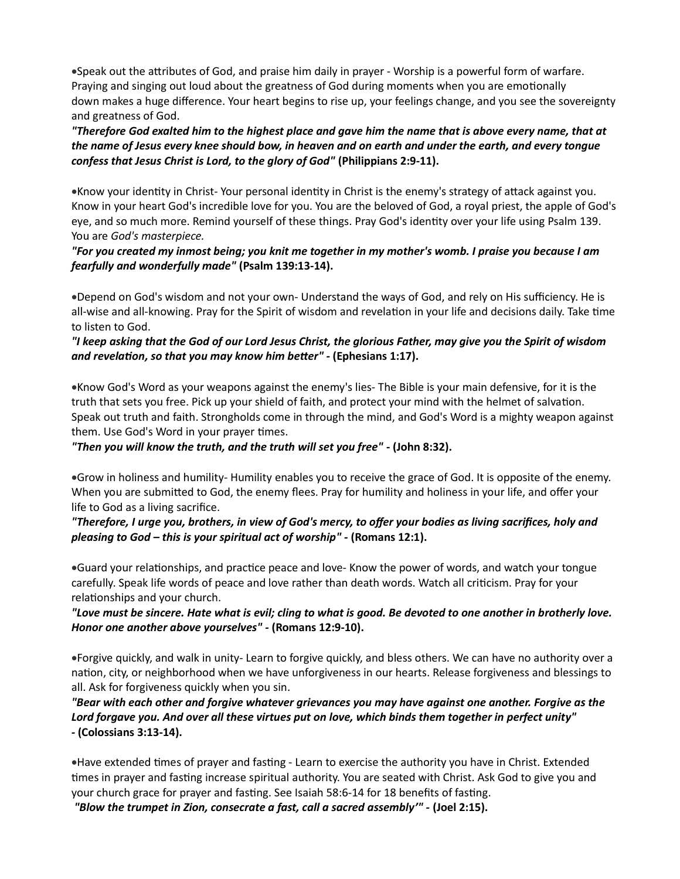- Speak out the attributes of God, and praise him daily in prayer - Worship is a powerful form of warfare. Praying and singing out loud about the greatness of God during moments when you are emotionally down makes a huge difference. Your heart begins to rise up, your feelings change, and you see the sovereignty and greatness of God.

***"Therefore God exalted him to the highest place and gave him the name that is above every name, that at the name of Jesus every knee should bow, in heaven and on earth and under the earth, and every tongue confess that Jesus Christ is Lord, to the glory of God"* (Philippians 2:9-11).**

- Know your identity in Christ- Your personal identity in Christ is the enemy's strategy of attack against you. Know in your heart God's incredible love for you. You are the beloved of God, a royal priest, the apple of God's eye, and so much more. Remind yourself of these things. Pray God's identity over your life using Psalm 139. You are *God's masterpiece.*

***"For you created my inmost being; you knit me together in my mother's womb. I praise you because I am fearfully and wonderfully made"* (Psalm 139:13-14).**

- Depend on God's wisdom and not your own- Understand the ways of God, and rely on His sufficiency. He is all-wise and all-knowing. Pray for the Spirit of wisdom and revelation in your life and decisions daily. Take time to listen to God.

***"I keep asking that the God of our Lord Jesus Christ, the glorious Father, may give you the Spirit of wisdom and revelation, so that you may know him better"* - (Ephesians 1:17).**

- Know God's Word as your weapons against the enemy's lies- The Bible is your main defensive, for it is the truth that sets you free. Pick up your shield of faith, and protect your mind with the helmet of salvation. Speak out truth and faith. Strongholds come in through the mind, and God's Word is a mighty weapon against them. Use God's Word in your prayer times.

***"Then you will know the truth, and the truth will set you free"* - (John 8:32).**

- Grow in holiness and humility- Humility enables you to receive the grace of God. It is opposite of the enemy. When you are submitted to God, the enemy flees. Pray for humility and holiness in your life, and offer your life to God as a living sacrifice.

***"Therefore, I urge you, brothers, in view of God's mercy, to offer your bodies as living sacrifices, holy and pleasing to God – this is your spiritual act of worship"* - (Romans 12:1).**

- Guard your relationships, and practice peace and love- Know the power of words, and watch your tongue carefully. Speak life words of peace and love rather than death words. Watch all criticism. Pray for your relationships and your church.

***"Love must be sincere. Hate what is evil; cling to what is good. Be devoted to one another in brotherly love. Honor one another above yourselves"* - (Romans 12:9-10).**

- Forgive quickly, and walk in unity- Learn to forgive quickly, and bless others. We can have no authority over a nation, city, or neighborhood when we have unforgiveness in our hearts. Release forgiveness and blessings to all. Ask for forgiveness quickly when you sin.

***"Bear with each other and forgive whatever grievances you may have against one another. Forgive as the Lord forgave you. And over all these virtues put on love, which binds them together in perfect unity"* - (Colossians 3:13-14).**

- Have extended times of prayer and fasting - Learn to exercise the authority you have in Christ. Extended times in prayer and fasting increase spiritual authority. You are seated with Christ. Ask God to give you and your church grace for prayer and fasting. See Isaiah 58:6-14 for 18 benefits of fasting.

***"Blow the trumpet in Zion, consecrate a fast, call a sacred assembly'"* - (Joel 2:15).**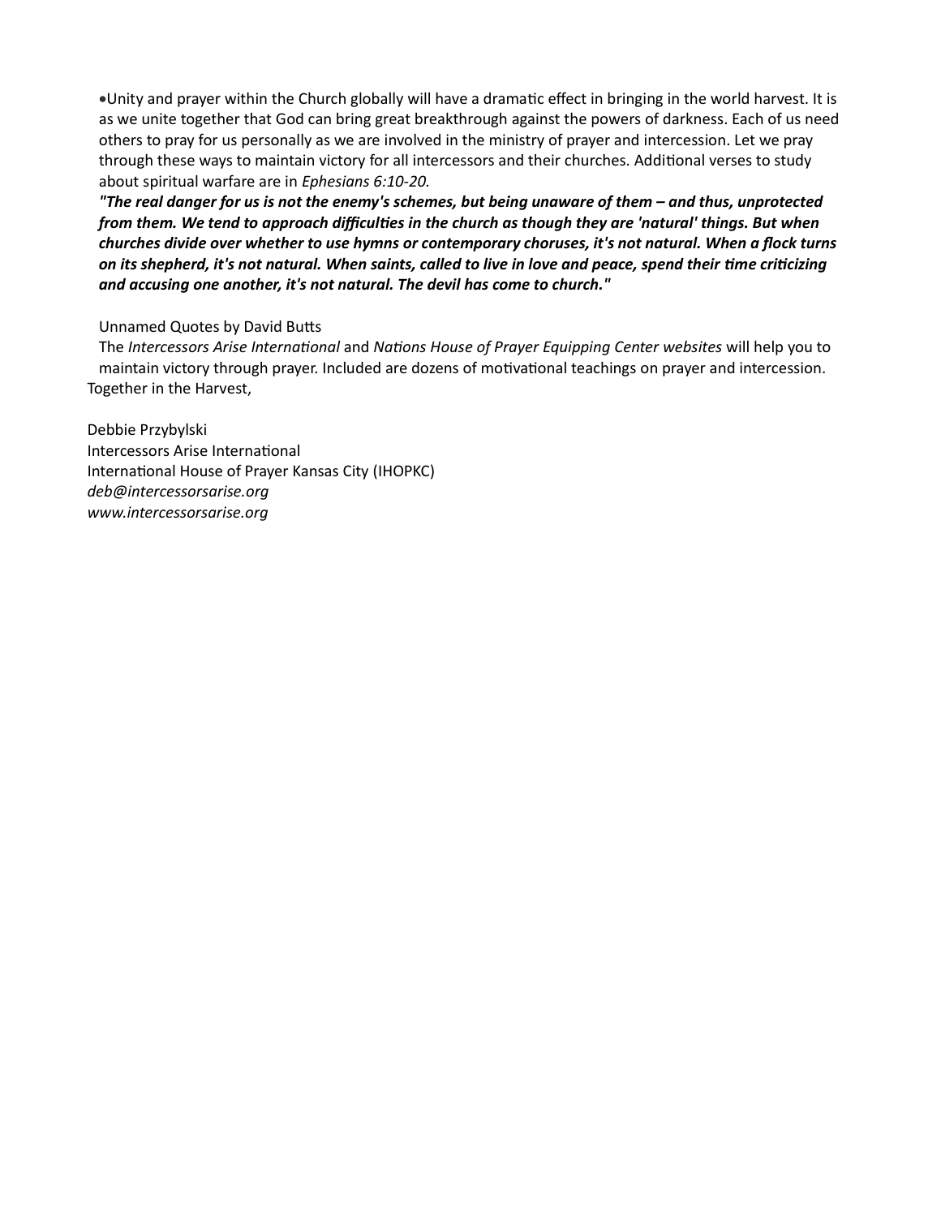- Unity and prayer within the Church globally will have a dramatic effect in bringing in the world harvest. It is as we unite together that God can bring great breakthrough against the powers of darkness. Each of us need others to pray for us personally as we are involved in the ministry of prayer and intercession. Let we pray through these ways to maintain victory for all intercessors and their churches. Additional verses to study about spiritual warfare are in *Ephesians 6:10-20.*

***"The real danger for us is not the enemy's schemes, but being unaware of them – and thus, unprotected from them. We tend to approach difficulties in the church as though they are 'natural' things. But when churches divide over whether to use hymns or contemporary choruses, it's not natural. When a flock turns on its shepherd, it's not natural. When saints, called to live in love and peace, spend their time criticizing and accusing one another, it's not natural. The devil has come to church."***

Unnamed Quotes by David Butts

The *Intercessors Arise International* and *Nations House of Prayer Equipping Center websites* will help you to maintain victory through prayer. Included are dozens of motivational teachings on prayer and intercession.

Together in the Harvest,

Debbie Przybylski  
Intercessors Arise International  
International House of Prayer Kansas City (IHOPKC)  
*deb@intercessorsarise.org*  
*www.intercessorsarise.org*